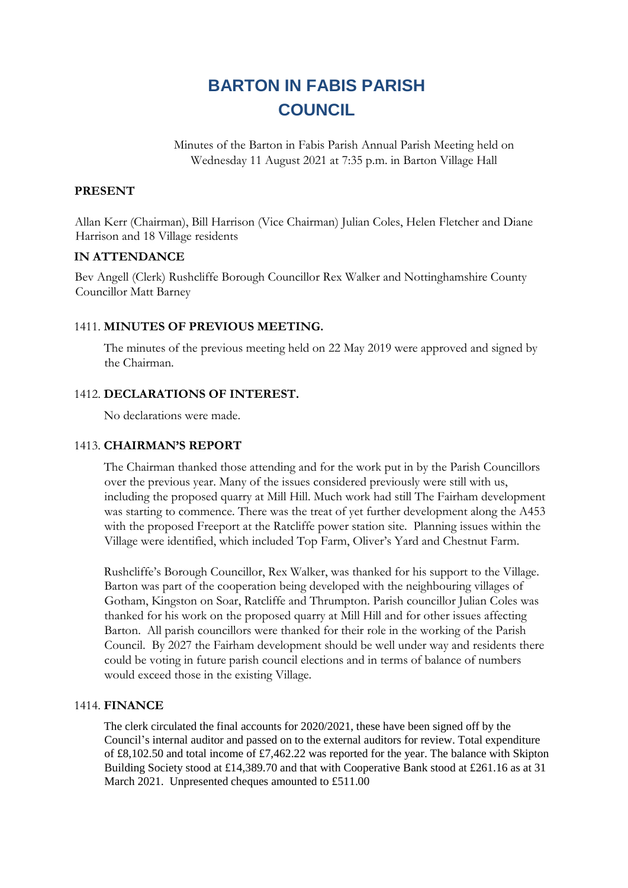# BARTON IN FABIS PARISH COUNCIL

Minutes of the Barton in Fabis Parish Annual Parish Meeting held on Wednesday 11 August 2021 at 7:35 p.m. in Barton Village Hall

**PRESENT**

Allan Kerr (Chairman), Bill Harrison (Vice Chairman) Julian Coles, Helen Fletcher and Diane Harrison and 18 Village residents

**IN ATTENDANCE**

Bev Angell (Clerk) Rushcliffe Borough Councillor Rex Walker and Nottinghamshire County Councillor Matt Barney

1411. **MINUTES OF PREVIOUS MEETING.**

The minutes of the previous meeting held on 22 May 2019 were approved and signed by the Chairman.

1412. **DECLARATIONS OF INTEREST.**

No declarations were made.

1413. **CHAIRMAN'S REPORT**

The Chairman thanked those attending and for the work put in by the Parish Councillors over the previous year. Many of the issues considered previously were still with us, including the proposed quarry at Mill Hill. Much work had still The Fairham development was starting to commence. There was the treat of yet further development along the A453 with the proposed Freeport at the Ratcliffe power station site. Planning issues within the Village were identified, which included Top Farm, Oliver's Yard and Chestnut Farm.

Rushcliffe's Borough Councillor, Rex Walker, was thanked for his support to the Village. Barton was part of the cooperation being developed with the neighbouring villages of Gotham, Kingston on Soar, Ratcliffe and Thrumpton. Parish councillor Julian Coles was thanked for his work on the proposed quarry at Mill Hill and for other issues affecting Barton. All parish councillors were thanked for their role in the working of the Parish Council. By 2027 the Fairham development should be well under way and residents there could be voting in future parish council elections and in terms of balance of numbers would exceed those in the existing Village.

1414. **FINANCE**

The clerk circulated the final accounts for 2020/2021, these have been signed off by the Council's internal auditor and passed on to the external auditors for review. Total expenditure of £8,102.50 and total income of £7,462.22 was reported for the year. The balance with Skipton Building Society stood at £14,389.70 and that with Cooperative Bank stood at £261.16 as at 31 March 2021. Unpresented cheques amounted to £511.00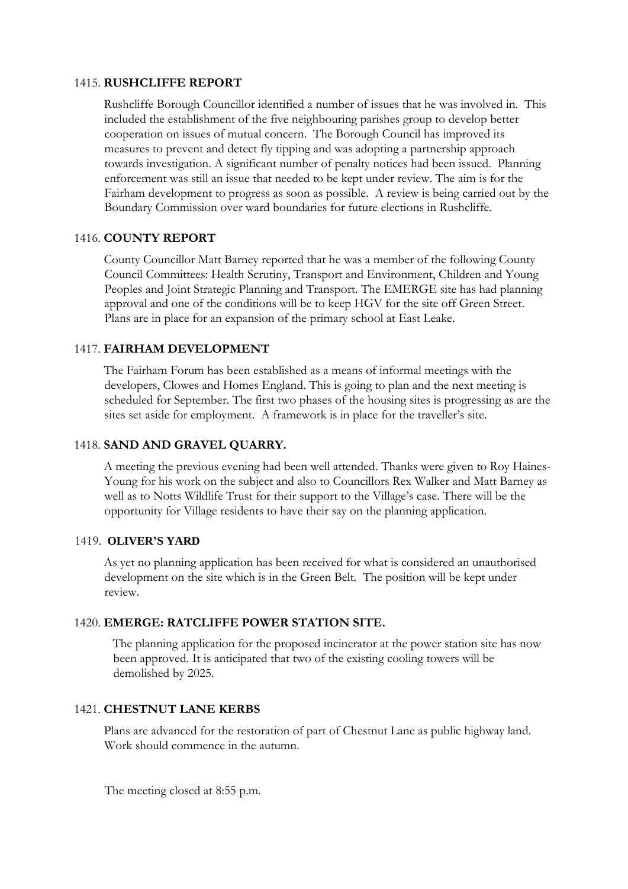1415. **RUSHCLIFFE REPORT**

Rushcliffe Borough Councillor identified a number of issues that he was involved in. This included the establishment of the five neighbouring parishes group to develop better cooperation on issues of mutual concern. The Borough Council has improved its measures to prevent and detect fly tipping and was adopting a partnership approach towards investigation. A significant number of penalty notices had been issued. Planning enforcement was still an issue that needed to be kept under review. The aim is for the Fairham development to progress as soon as possible. A review is being carried out by the Boundary Commission over ward boundaries for future elections in Rushcliffe.

1416. **COUNTY REPORT**

County Councillor Matt Barney reported that he was a member of the following County Council Committees: Health Scrutiny, Transport and Environment, Children and Young Peoples and Joint Strategic Planning and Transport. The EMERGE site has had planning approval and one of the conditions will be to keep HGV for the site off Green Street. Plans are in place for an expansion of the primary school at East Leake.

1417. **FAIRHAM DEVELOPMENT**

The Fairham Forum has been established as a means of informal meetings with the developers, Clowes and Homes England. This is going to plan and the next meeting is scheduled for September. The first two phases of the housing sites is progressing as are the sites set aside for employment. A framework is in place for the traveller's site.

1418. **SAND AND GRAVEL QUARRY.**

A meeting the previous evening had been well attended. Thanks were given to Roy Haines-Young for his work on the subject and also to Councillors Rex Walker and Matt Barney as well as to Notts Wildlife Trust for their support to the Village's case. There will be the opportunity for Village residents to have their say on the planning application.

1419. **OLIVER'S YARD**

As yet no planning application has been received for what is considered an unauthorised development on the site which is in the Green Belt. The position will be kept under review.

1420. **EMERGE: RATCLIFFE POWER STATION SITE.**

The planning application for the proposed incinerator at the power station site has now been approved. It is anticipated that two of the existing cooling towers will be demolished by 2025.

1421. **CHESTNUT LANE KERBS**

Plans are advanced for the restoration of part of Chestnut Lane as public highway land. Work should commence in the autumn.

The meeting closed at 8:55 p.m.